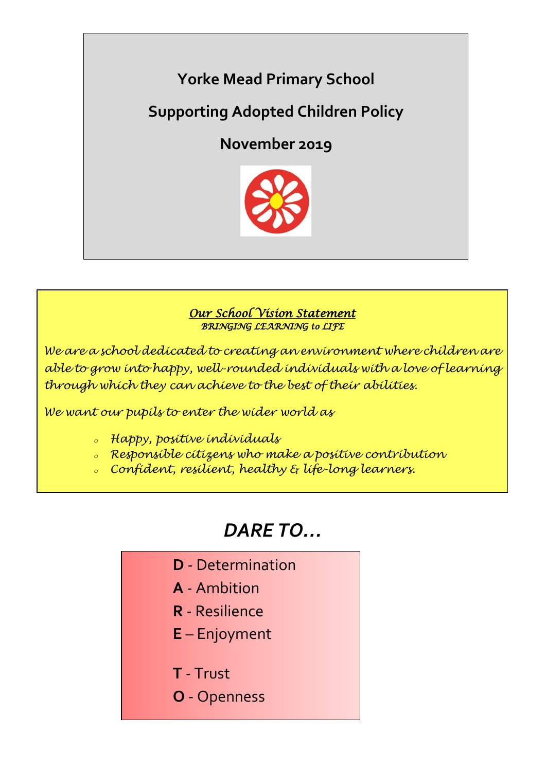# Yorke Mead Primary School

## Supporting Adopted Children Policy

## November 2019

***Our School Vision Statement***

***BRINGING LEARNING to LIFE***

*We are a school dedicated to creating an environment where children are able to grow into happy, well-rounded individuals with a love of learning through which they can achieve to the best of their abilities.*

*We want our pupils to enter the wider world as*

- *Happy, positive individuals*
- *Responsible citizens who make a positive contribution*
- *Confident, resilient, healthy & life-long learners.*

## *DARE TO…*

**D** - Determination

**A** - Ambition

**R** - Resilience

**E** – Enjoyment

**T** - Trust

**O** - Openness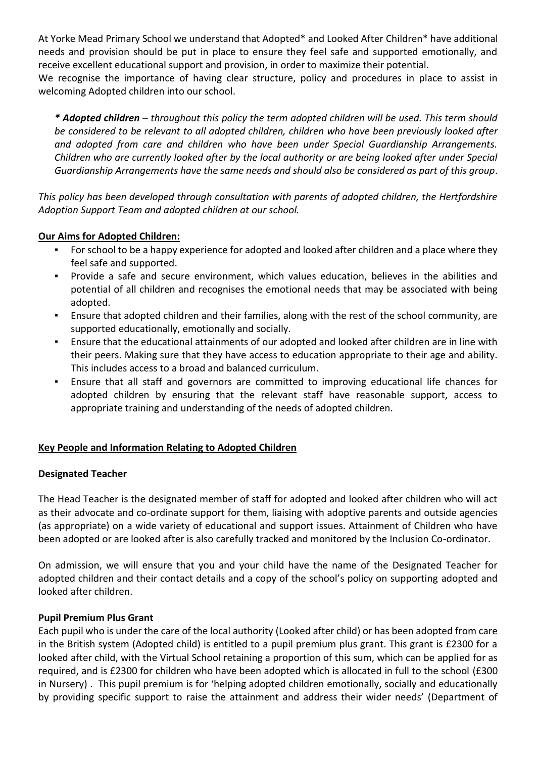At Yorke Mead Primary School we understand that Adopted* and Looked After Children* have additional needs and provision should be put in place to ensure they feel safe and supported emotionally, and receive excellent educational support and provision, in order to maximize their potential.

We recognise the importance of having clear structure, policy and procedures in place to assist in welcoming Adopted children into our school.

> ***\* Adopted children*** *– throughout this policy the term adopted children will be used. This term should be considered to be relevant to all adopted children, children who have been previously looked after and adopted from care and children who have been under Special Guardianship Arrangements. Children who are currently looked after by the local authority or are being looked after under Special Guardianship Arrangements have the same needs and should also be considered as part of this group*.

*This policy has been developed through consultation with parents of adopted children, the Hertfordshire Adoption Support Team and adopted children at our school.*

**Our Aims for Adopted Children:**

- For school to be a happy experience for adopted and looked after children and a place where they feel safe and supported.
- Provide a safe and secure environment, which values education, believes in the abilities and potential of all children and recognises the emotional needs that may be associated with being adopted.
- Ensure that adopted children and their families, along with the rest of the school community, are supported educationally, emotionally and socially.
- Ensure that the educational attainments of our adopted and looked after children are in line with their peers. Making sure that they have access to education appropriate to their age and ability. This includes access to a broad and balanced curriculum.
- Ensure that all staff and governors are committed to improving educational life chances for adopted children by ensuring that the relevant staff have reasonable support, access to appropriate training and understanding of the needs of adopted children.

## Key People and Information Relating to Adopted Children

### Designated Teacher

The Head Teacher is the designated member of staff for adopted and looked after children who will act as their advocate and co-ordinate support for them, liaising with adoptive parents and outside agencies (as appropriate) on a wide variety of educational and support issues. Attainment of Children who have been adopted or are looked after is also carefully tracked and monitored by the Inclusion Co-ordinator.

On admission, we will ensure that you and your child have the name of the Designated Teacher for adopted children and their contact details and a copy of the school's policy on supporting adopted and looked after children.

### Pupil Premium Plus Grant

Each pupil who is under the care of the local authority (Looked after child) or has been adopted from care in the British system (Adopted child) is entitled to a pupil premium plus grant. This grant is £2300 for a looked after child, with the Virtual School retaining a proportion of this sum, which can be applied for as required, and is £2300 for children who have been adopted which is allocated in full to the school (£300 in Nursery) . This pupil premium is for 'helping adopted children emotionally, socially and educationally by providing specific support to raise the attainment and address their wider needs' (Department of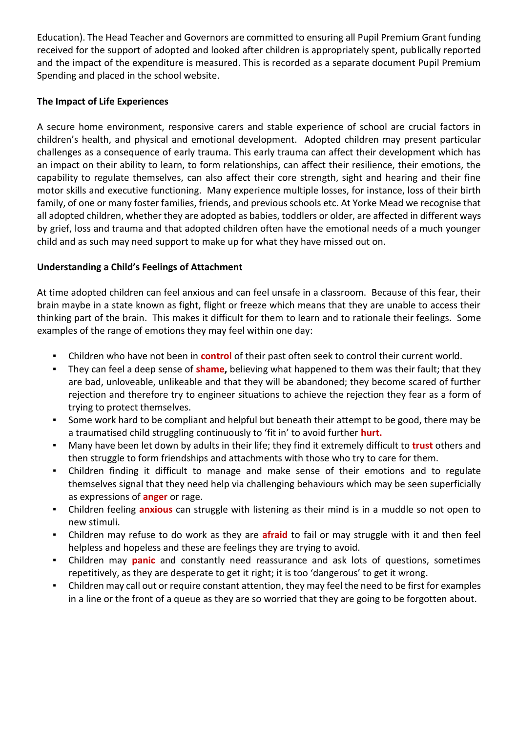Education). The Head Teacher and Governors are committed to ensuring all Pupil Premium Grant funding received for the support of adopted and looked after children is appropriately spent, publically reported and the impact of the expenditure is measured. This is recorded as a separate document Pupil Premium Spending and placed in the school website.

**The Impact of Life Experiences**

A secure home environment, responsive carers and stable experience of school are crucial factors in children's health, and physical and emotional development. Adopted children may present particular challenges as a consequence of early trauma. This early trauma can affect their development which has an impact on their ability to learn, to form relationships, can affect their resilience, their emotions, the capability to regulate themselves, can also affect their core strength, sight and hearing and their fine motor skills and executive functioning. Many experience multiple losses, for instance, loss of their birth family, of one or many foster families, friends, and previous schools etc. At Yorke Mead we recognise that all adopted children, whether they are adopted as babies, toddlers or older, are affected in different ways by grief, loss and trauma and that adopted children often have the emotional needs of a much younger child and as such may need support to make up for what they have missed out on.

**Understanding a Child's Feelings of Attachment**

At time adopted children can feel anxious and can feel unsafe in a classroom. Because of this fear, their brain maybe in a state known as fight, flight or freeze which means that they are unable to access their thinking part of the brain. This makes it difficult for them to learn and to rationale their feelings. Some examples of the range of emotions they may feel within one day:

- Children who have not been in **control** of their past often seek to control their current world.
- They can feel a deep sense of **shame,** believing what happened to them was their fault; that they are bad, unloveable, unlikeable and that they will be abandoned; they become scared of further rejection and therefore try to engineer situations to achieve the rejection they fear as a form of trying to protect themselves.
- Some work hard to be compliant and helpful but beneath their attempt to be good, there may be a traumatised child struggling continuously to 'fit in' to avoid further **hurt.**
- Many have been let down by adults in their life; they find it extremely difficult to **trust** others and then struggle to form friendships and attachments with those who try to care for them.
- Children finding it difficult to manage and make sense of their emotions and to regulate themselves signal that they need help via challenging behaviours which may be seen superficially as expressions of **anger** or rage.
- Children feeling **anxious** can struggle with listening as their mind is in a muddle so not open to new stimuli.
- Children may refuse to do work as they are **afraid** to fail or may struggle with it and then feel helpless and hopeless and these are feelings they are trying to avoid.
- Children may **panic** and constantly need reassurance and ask lots of questions, sometimes repetitively, as they are desperate to get it right; it is too 'dangerous' to get it wrong.
- Children may call out or require constant attention, they may feel the need to be first for examples in a line or the front of a queue as they are so worried that they are going to be forgotten about.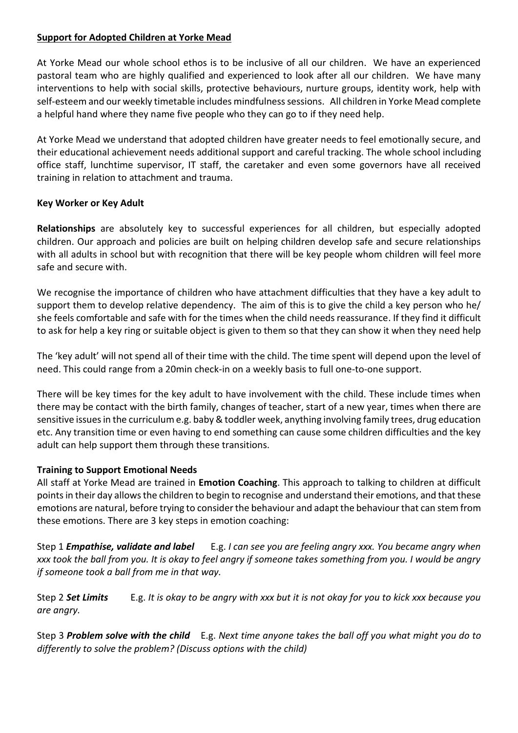## Support for Adopted Children at Yorke Mead

At Yorke Mead our whole school ethos is to be inclusive of all our children. We have an experienced pastoral team who are highly qualified and experienced to look after all our children. We have many interventions to help with social skills, protective behaviours, nurture groups, identity work, help with self-esteem and our weekly timetable includes mindfulness sessions. All children in Yorke Mead complete a helpful hand where they name five people who they can go to if they need help.

At Yorke Mead we understand that adopted children have greater needs to feel emotionally secure, and their educational achievement needs additional support and careful tracking. The whole school including office staff, lunchtime supervisor, IT staff, the caretaker and even some governors have all received training in relation to attachment and trauma.

### Key Worker or Key Adult

**Relationships** are absolutely key to successful experiences for all children, but especially adopted children. Our approach and policies are built on helping children develop safe and secure relationships with all adults in school but with recognition that there will be key people whom children will feel more safe and secure with.

We recognise the importance of children who have attachment difficulties that they have a key adult to support them to develop relative dependency. The aim of this is to give the child a key person who he/ she feels comfortable and safe with for the times when the child needs reassurance. If they find it difficult to ask for help a key ring or suitable object is given to them so that they can show it when they need help

The 'key adult' will not spend all of their time with the child. The time spent will depend upon the level of need. This could range from a 20min check-in on a weekly basis to full one-to-one support.

There will be key times for the key adult to have involvement with the child. These include times when there may be contact with the birth family, changes of teacher, start of a new year, times when there are sensitive issues in the curriculum e.g. baby & toddler week, anything involving family trees, drug education etc. Any transition time or even having to end something can cause some children difficulties and the key adult can help support them through these transitions.

### Training to Support Emotional Needs

All staff at Yorke Mead are trained in **Emotion Coaching**. This approach to talking to children at difficult points in their day allows the children to begin to recognise and understand their emotions, and that these emotions are natural, before trying to consider the behaviour and adapt the behaviour that can stem from these emotions. There are 3 key steps in emotion coaching:

Step 1 ***Empathise, validate and label*** E.g. *I can see you are feeling angry xxx. You became angry when xxx took the ball from you. It is okay to feel angry if someone takes something from you. I would be angry if someone took a ball from me in that way.*

Step 2 ***Set Limits*** E.g. *It is okay to be angry with xxx but it is not okay for you to kick xxx because you are angry.*

Step 3 ***Problem solve with the child*** E.g. *Next time anyone takes the ball off you what might you do to differently to solve the problem? (Discuss options with the child)*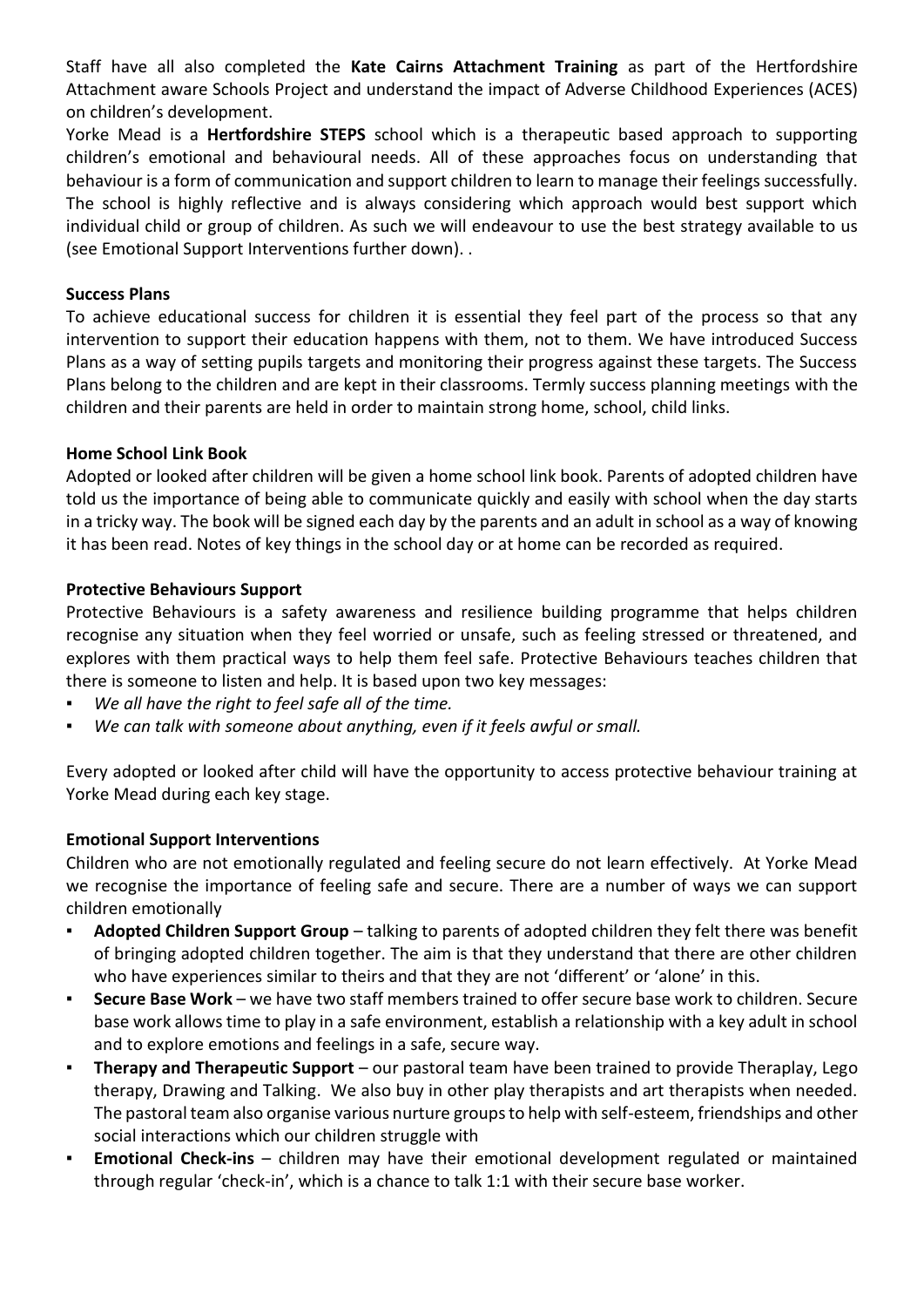Staff have all also completed the **Kate Cairns Attachment Training** as part of the Hertfordshire Attachment aware Schools Project and understand the impact of Adverse Childhood Experiences (ACES) on children's development.

Yorke Mead is a **Hertfordshire STEPS** school which is a therapeutic based approach to supporting children's emotional and behavioural needs. All of these approaches focus on understanding that behaviour is a form of communication and support children to learn to manage their feelings successfully. The school is highly reflective and is always considering which approach would best support which individual child or group of children. As such we will endeavour to use the best strategy available to us (see Emotional Support Interventions further down). .

**Success Plans**

To achieve educational success for children it is essential they feel part of the process so that any intervention to support their education happens with them, not to them. We have introduced Success Plans as a way of setting pupils targets and monitoring their progress against these targets. The Success Plans belong to the children and are kept in their classrooms. Termly success planning meetings with the children and their parents are held in order to maintain strong home, school, child links.

**Home School Link Book**

Adopted or looked after children will be given a home school link book. Parents of adopted children have told us the importance of being able to communicate quickly and easily with school when the day starts in a tricky way. The book will be signed each day by the parents and an adult in school as a way of knowing it has been read. Notes of key things in the school day or at home can be recorded as required.

**Protective Behaviours Support**

Protective Behaviours is a safety awareness and resilience building programme that helps children recognise any situation when they feel worried or unsafe, such as feeling stressed or threatened, and explores with them practical ways to help them feel safe. Protective Behaviours teaches children that there is someone to listen and help. It is based upon two key messages:

- *We all have the right to feel safe all of the time.*
- *We can talk with someone about anything, even if it feels awful or small.*

Every adopted or looked after child will have the opportunity to access protective behaviour training at Yorke Mead during each key stage.

**Emotional Support Interventions**

Children who are not emotionally regulated and feeling secure do not learn effectively. At Yorke Mead we recognise the importance of feeling safe and secure. There are a number of ways we can support children emotionally

- **Adopted Children Support Group** – talking to parents of adopted children they felt there was benefit of bringing adopted children together. The aim is that they understand that there are other children who have experiences similar to theirs and that they are not 'different' or 'alone' in this.
- **Secure Base Work** – we have two staff members trained to offer secure base work to children. Secure base work allows time to play in a safe environment, establish a relationship with a key adult in school and to explore emotions and feelings in a safe, secure way.
- **Therapy and Therapeutic Support** – our pastoral team have been trained to provide Theraplay, Lego therapy, Drawing and Talking. We also buy in other play therapists and art therapists when needed. The pastoral team also organise various nurture groups to help with self-esteem, friendships and other social interactions which our children struggle with
- **Emotional Check-ins** – children may have their emotional development regulated or maintained through regular 'check-in', which is a chance to talk 1:1 with their secure base worker.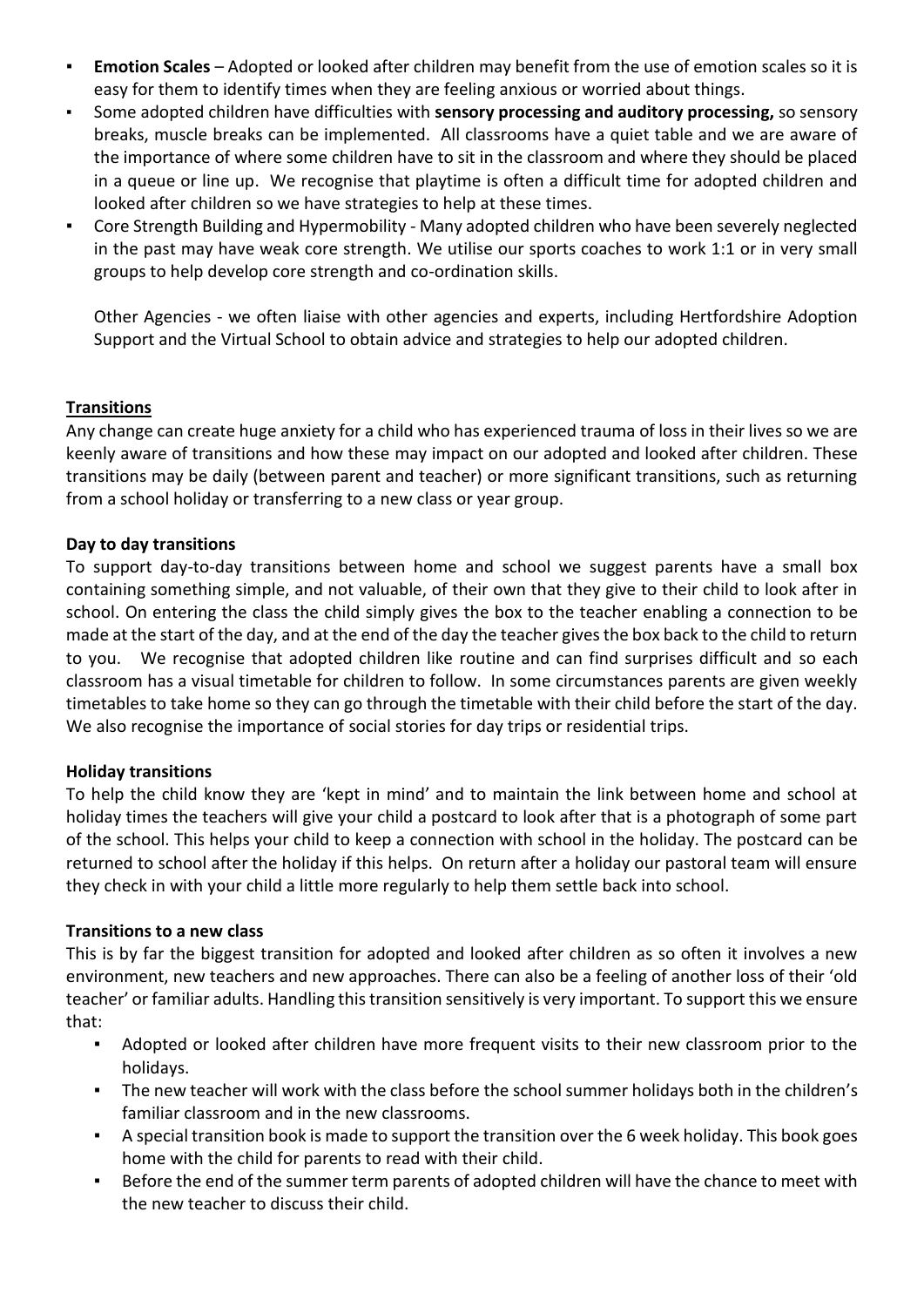- **Emotion Scales** – Adopted or looked after children may benefit from the use of emotion scales so it is easy for them to identify times when they are feeling anxious or worried about things.
- Some adopted children have difficulties with **sensory processing and auditory processing,** so sensory breaks, muscle breaks can be implemented. All classrooms have a quiet table and we are aware of the importance of where some children have to sit in the classroom and where they should be placed in a queue or line up. We recognise that playtime is often a difficult time for adopted children and looked after children so we have strategies to help at these times.
- Core Strength Building and Hypermobility - Many adopted children who have been severely neglected in the past may have weak core strength. We utilise our sports coaches to work 1:1 or in very small groups to help develop core strength and co-ordination skills.

  Other Agencies - we often liaise with other agencies and experts, including Hertfordshire Adoption Support and the Virtual School to obtain advice and strategies to help our adopted children.

## Transitions

Any change can create huge anxiety for a child who has experienced trauma of loss in their lives so we are keenly aware of transitions and how these may impact on our adopted and looked after children. These transitions may be daily (between parent and teacher) or more significant transitions, such as returning from a school holiday or transferring to a new class or year group.

### Day to day transitions

To support day-to-day transitions between home and school we suggest parents have a small box containing something simple, and not valuable, of their own that they give to their child to look after in school. On entering the class the child simply gives the box to the teacher enabling a connection to be made at the start of the day, and at the end of the day the teacher gives the box back to the child to return to you. We recognise that adopted children like routine and can find surprises difficult and so each classroom has a visual timetable for children to follow. In some circumstances parents are given weekly timetables to take home so they can go through the timetable with their child before the start of the day. We also recognise the importance of social stories for day trips or residential trips.

### Holiday transitions

To help the child know they are 'kept in mind' and to maintain the link between home and school at holiday times the teachers will give your child a postcard to look after that is a photograph of some part of the school. This helps your child to keep a connection with school in the holiday. The postcard can be returned to school after the holiday if this helps. On return after a holiday our pastoral team will ensure they check in with your child a little more regularly to help them settle back into school.

### Transitions to a new class

This is by far the biggest transition for adopted and looked after children as so often it involves a new environment, new teachers and new approaches. There can also be a feeling of another loss of their 'old teacher' or familiar adults. Handling this transition sensitively is very important. To support this we ensure that:

- Adopted or looked after children have more frequent visits to their new classroom prior to the holidays.
- The new teacher will work with the class before the school summer holidays both in the children's familiar classroom and in the new classrooms.
- A special transition book is made to support the transition over the 6 week holiday. This book goes home with the child for parents to read with their child.
- Before the end of the summer term parents of adopted children will have the chance to meet with the new teacher to discuss their child.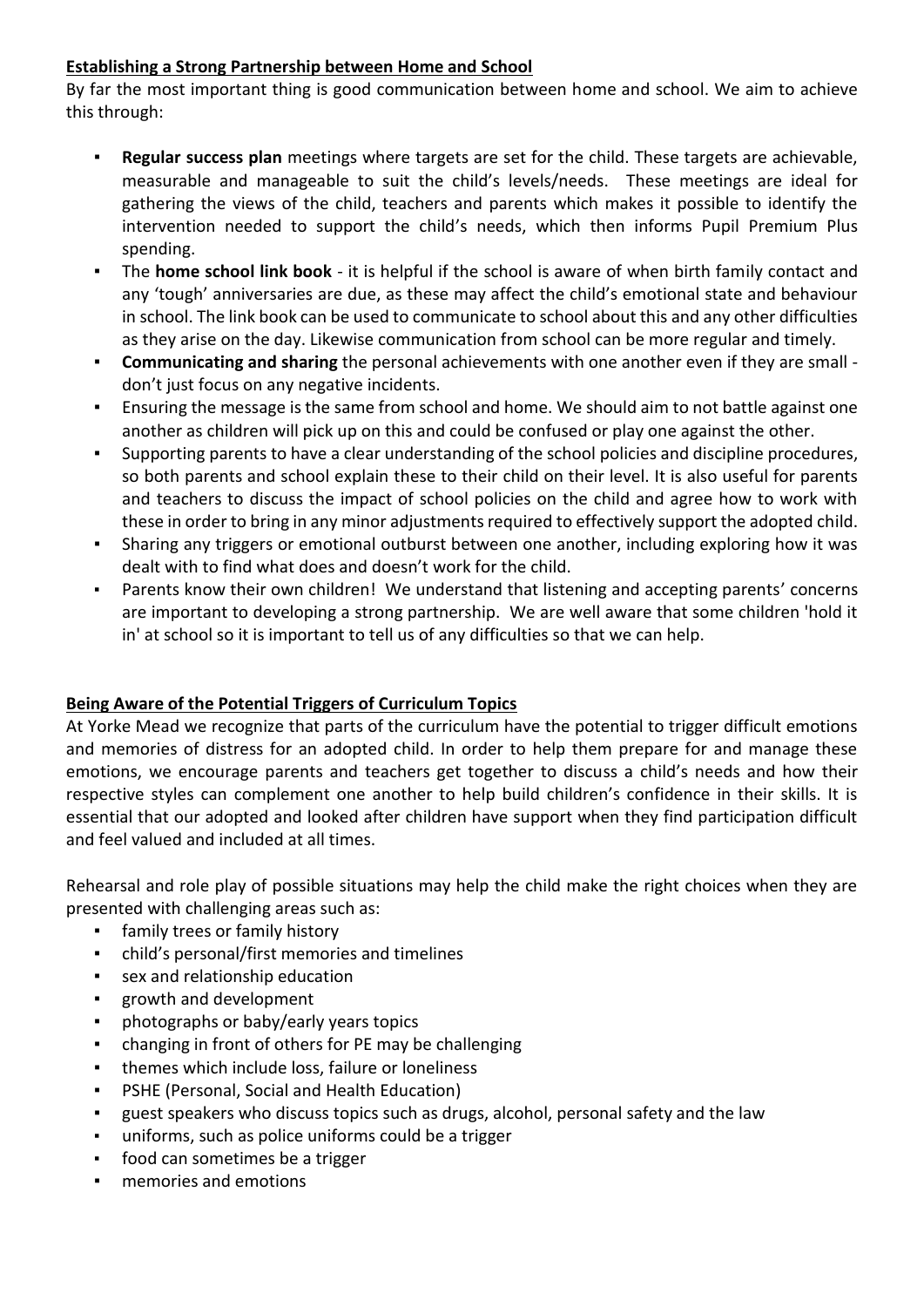**Establishing a Strong Partnership between Home and School**

By far the most important thing is good communication between home and school. We aim to achieve this through:

- **Regular success plan** meetings where targets are set for the child. These targets are achievable, measurable and manageable to suit the child's levels/needs. These meetings are ideal for gathering the views of the child, teachers and parents which makes it possible to identify the intervention needed to support the child's needs, which then informs Pupil Premium Plus spending.
- The **home school link book** - it is helpful if the school is aware of when birth family contact and any 'tough' anniversaries are due, as these may affect the child's emotional state and behaviour in school. The link book can be used to communicate to school about this and any other difficulties as they arise on the day. Likewise communication from school can be more regular and timely.
- **Communicating and sharing** the personal achievements with one another even if they are small - don't just focus on any negative incidents.
- Ensuring the message is the same from school and home. We should aim to not battle against one another as children will pick up on this and could be confused or play one against the other.
- Supporting parents to have a clear understanding of the school policies and discipline procedures, so both parents and school explain these to their child on their level. It is also useful for parents and teachers to discuss the impact of school policies on the child and agree how to work with these in order to bring in any minor adjustments required to effectively support the adopted child.
- Sharing any triggers or emotional outburst between one another, including exploring how it was dealt with to find what does and doesn't work for the child.
- Parents know their own children! We understand that listening and accepting parents' concerns are important to developing a strong partnership. We are well aware that some children 'hold it in' at school so it is important to tell us of any difficulties so that we can help.

**Being Aware of the Potential Triggers of Curriculum Topics**

At Yorke Mead we recognize that parts of the curriculum have the potential to trigger difficult emotions and memories of distress for an adopted child. In order to help them prepare for and manage these emotions, we encourage parents and teachers get together to discuss a child's needs and how their respective styles can complement one another to help build children's confidence in their skills. It is essential that our adopted and looked after children have support when they find participation difficult and feel valued and included at all times.

Rehearsal and role play of possible situations may help the child make the right choices when they are presented with challenging areas such as:

- family trees or family history
- child's personal/first memories and timelines
- sex and relationship education
- growth and development
- photographs or baby/early years topics
- changing in front of others for PE may be challenging
- themes which include loss, failure or loneliness
- PSHE (Personal, Social and Health Education)
- guest speakers who discuss topics such as drugs, alcohol, personal safety and the law
- uniforms, such as police uniforms could be a trigger
- food can sometimes be a trigger
- memories and emotions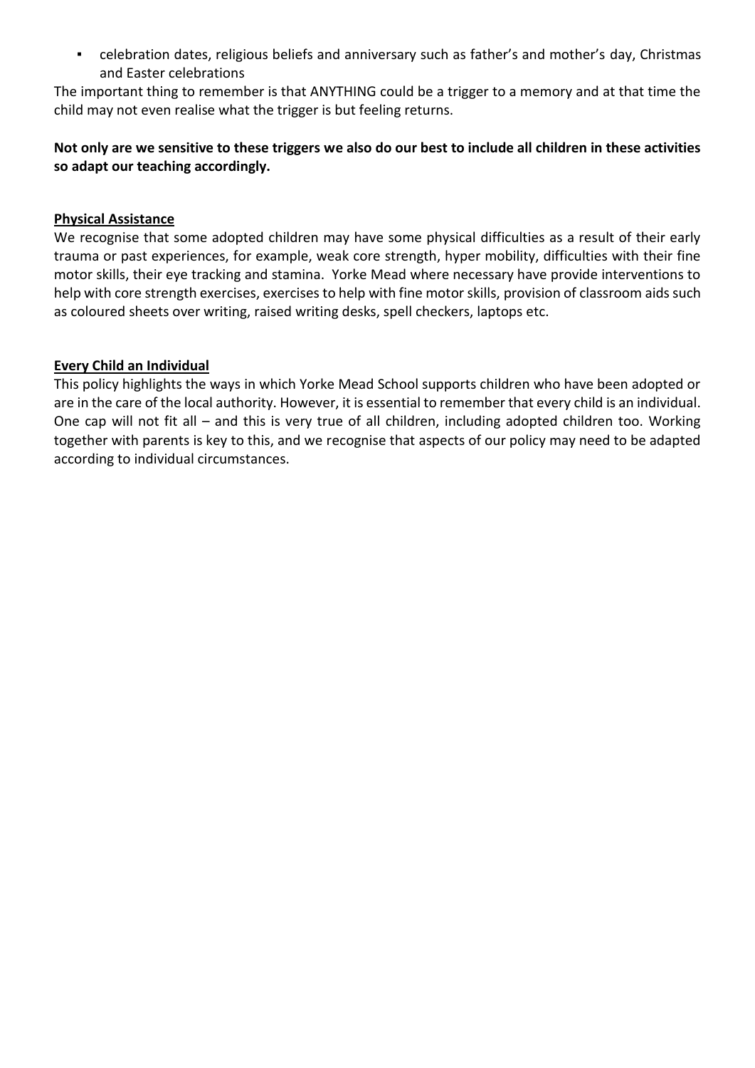- celebration dates, religious beliefs and anniversary such as father's and mother's day, Christmas and Easter celebrations

The important thing to remember is that ANYTHING could be a trigger to a memory and at that time the child may not even realise what the trigger is but feeling returns.

**Not only are we sensitive to these triggers we also do our best to include all children in these activities so adapt our teaching accordingly.**

## Physical Assistance

We recognise that some adopted children may have some physical difficulties as a result of their early trauma or past experiences, for example, weak core strength, hyper mobility, difficulties with their fine motor skills, their eye tracking and stamina. Yorke Mead where necessary have provide interventions to help with core strength exercises, exercises to help with fine motor skills, provision of classroom aids such as coloured sheets over writing, raised writing desks, spell checkers, laptops etc.

## Every Child an Individual

This policy highlights the ways in which Yorke Mead School supports children who have been adopted or are in the care of the local authority. However, it is essential to remember that every child is an individual. One cap will not fit all – and this is very true of all children, including adopted children too. Working together with parents is key to this, and we recognise that aspects of our policy may need to be adapted according to individual circumstances.